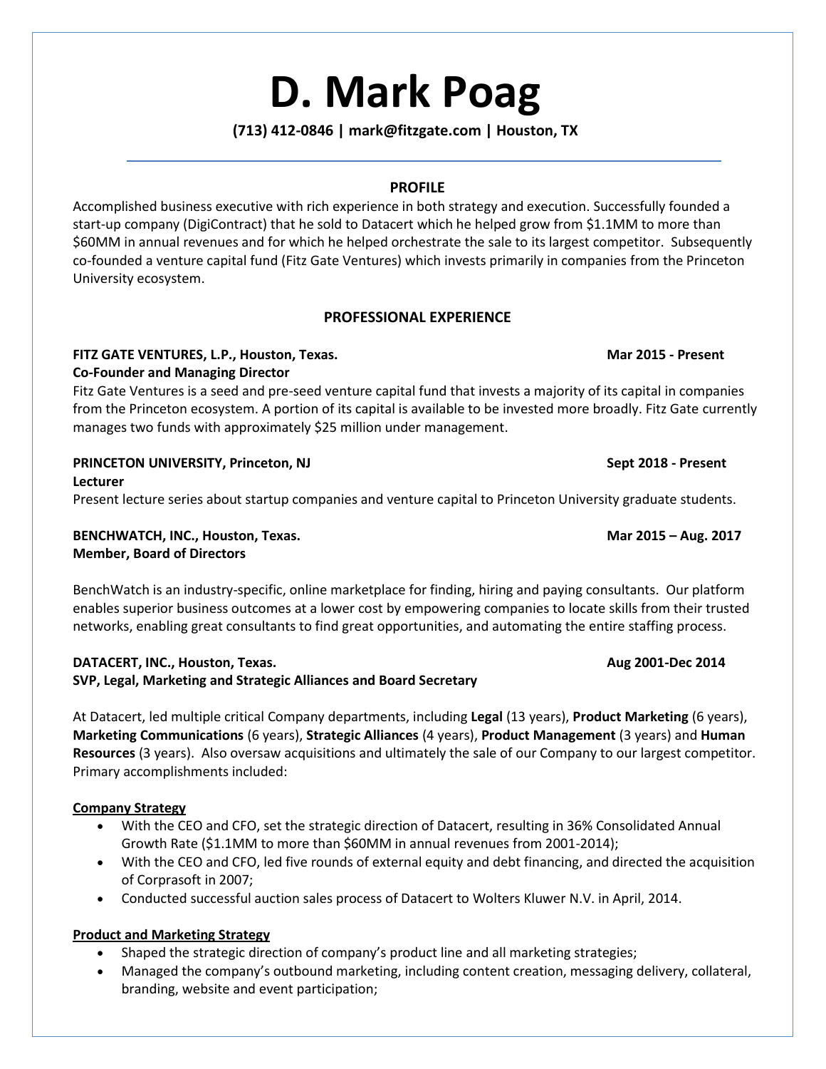# D. Mark Poag

**(713) 412-0846 | mark@fitzgate.com | Houston, TX**

## PROFILE

Accomplished business executive with rich experience in both strategy and execution. Successfully founded a start-up company (DigiContract) that he sold to Datacert which he helped grow from $1.1MM to more than $60MM in annual revenues and for which he helped orchestrate the sale to its largest competitor. Subsequently co-founded a venture capital fund (Fitz Gate Ventures) which invests primarily in companies from the Princeton University ecosystem.

## PROFESSIONAL EXPERIENCE

**FITZ GATE VENTURES, L.P., Houston, Texas.** **Mar 2015 - Present**
**Co-Founder and Managing Director**

Fitz Gate Ventures is a seed and pre-seed venture capital fund that invests a majority of its capital in companies from the Princeton ecosystem. A portion of its capital is available to be invested more broadly. Fitz Gate currently manages two funds with approximately $25 million under management.

**PRINCETON UNIVERSITY, Princeton, NJ** **Sept 2018 - Present**
**Lecturer**

Present lecture series about startup companies and venture capital to Princeton University graduate students.

**BENCHWATCH, INC., Houston, Texas.** **Mar 2015 – Aug. 2017**
**Member, Board of Directors**

BenchWatch is an industry-specific, online marketplace for finding, hiring and paying consultants. Our platform enables superior business outcomes at a lower cost by empowering companies to locate skills from their trusted networks, enabling great consultants to find great opportunities, and automating the entire staffing process.

**DATACERT, INC., Houston, Texas.** **Aug 2001-Dec 2014**
**SVP, Legal, Marketing and Strategic Alliances and Board Secretary**

At Datacert, led multiple critical Company departments, including **Legal** (13 years), **Product Marketing** (6 years), **Marketing Communications** (6 years), **Strategic Alliances** (4 years), **Product Management** (3 years) and **Human Resources** (3 years). Also oversaw acquisitions and ultimately the sale of our Company to our largest competitor. Primary accomplishments included:

<u>**Company Strategy**</u>

- With the CEO and CFO, set the strategic direction of Datacert, resulting in 36% Consolidated Annual Growth Rate ($1.1MM to more than $60MM in annual revenues from 2001-2014);
- With the CEO and CFO, led five rounds of external equity and debt financing, and directed the acquisition of Corprasoft in 2007;
- Conducted successful auction sales process of Datacert to Wolters Kluwer N.V. in April, 2014.

<u>**Product and Marketing Strategy**</u>

- Shaped the strategic direction of company's product line and all marketing strategies;
- Managed the company's outbound marketing, including content creation, messaging delivery, collateral, branding, website and event participation;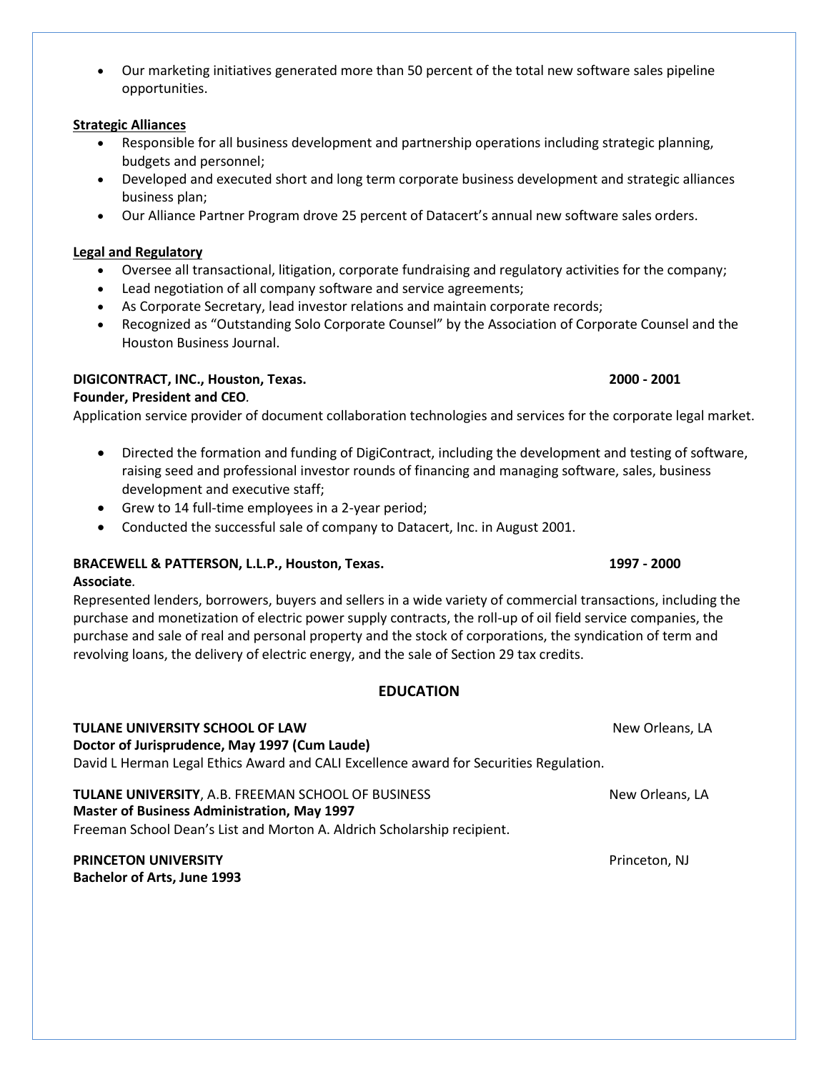- Our marketing initiatives generated more than 50 percent of the total new software sales pipeline opportunities.

**Strategic Alliances**

- Responsible for all business development and partnership operations including strategic planning, budgets and personnel;
- Developed and executed short and long term corporate business development and strategic alliances business plan;
- Our Alliance Partner Program drove 25 percent of Datacert's annual new software sales orders.

**Legal and Regulatory**

- Oversee all transactional, litigation, corporate fundraising and regulatory activities for the company;
- Lead negotiation of all company software and service agreements;
- As Corporate Secretary, lead investor relations and maintain corporate records;
- Recognized as "Outstanding Solo Corporate Counsel" by the Association of Corporate Counsel and the Houston Business Journal.

**DIGICONTRACT, INC., Houston, Texas.** **2000 - 2001**
**Founder, President and CEO**.
Application service provider of document collaboration technologies and services for the corporate legal market.

- Directed the formation and funding of DigiContract, including the development and testing of software, raising seed and professional investor rounds of financing and managing software, sales, business development and executive staff;
- Grew to 14 full-time employees in a 2-year period;
- Conducted the successful sale of company to Datacert, Inc. in August 2001.

**BRACEWELL & PATTERSON, L.L.P., Houston, Texas.** **1997 - 2000**
**Associate**.
Represented lenders, borrowers, buyers and sellers in a wide variety of commercial transactions, including the purchase and monetization of electric power supply contracts, the roll-up of oil field service companies, the purchase and sale of real and personal property and the stock of corporations, the syndication of term and revolving loans, the delivery of electric energy, and the sale of Section 29 tax credits.

## EDUCATION

**TULANE UNIVERSITY SCHOOL OF LAW** New Orleans, LA
**Doctor of Jurisprudence, May 1997 (Cum Laude)**
David L Herman Legal Ethics Award and CALI Excellence award for Securities Regulation.

**TULANE UNIVERSITY**, A.B. FREEMAN SCHOOL OF BUSINESS New Orleans, LA
**Master of Business Administration, May 1997**
Freeman School Dean's List and Morton A. Aldrich Scholarship recipient.

**PRINCETON UNIVERSITY** Princeton, NJ
**Bachelor of Arts, June 1993**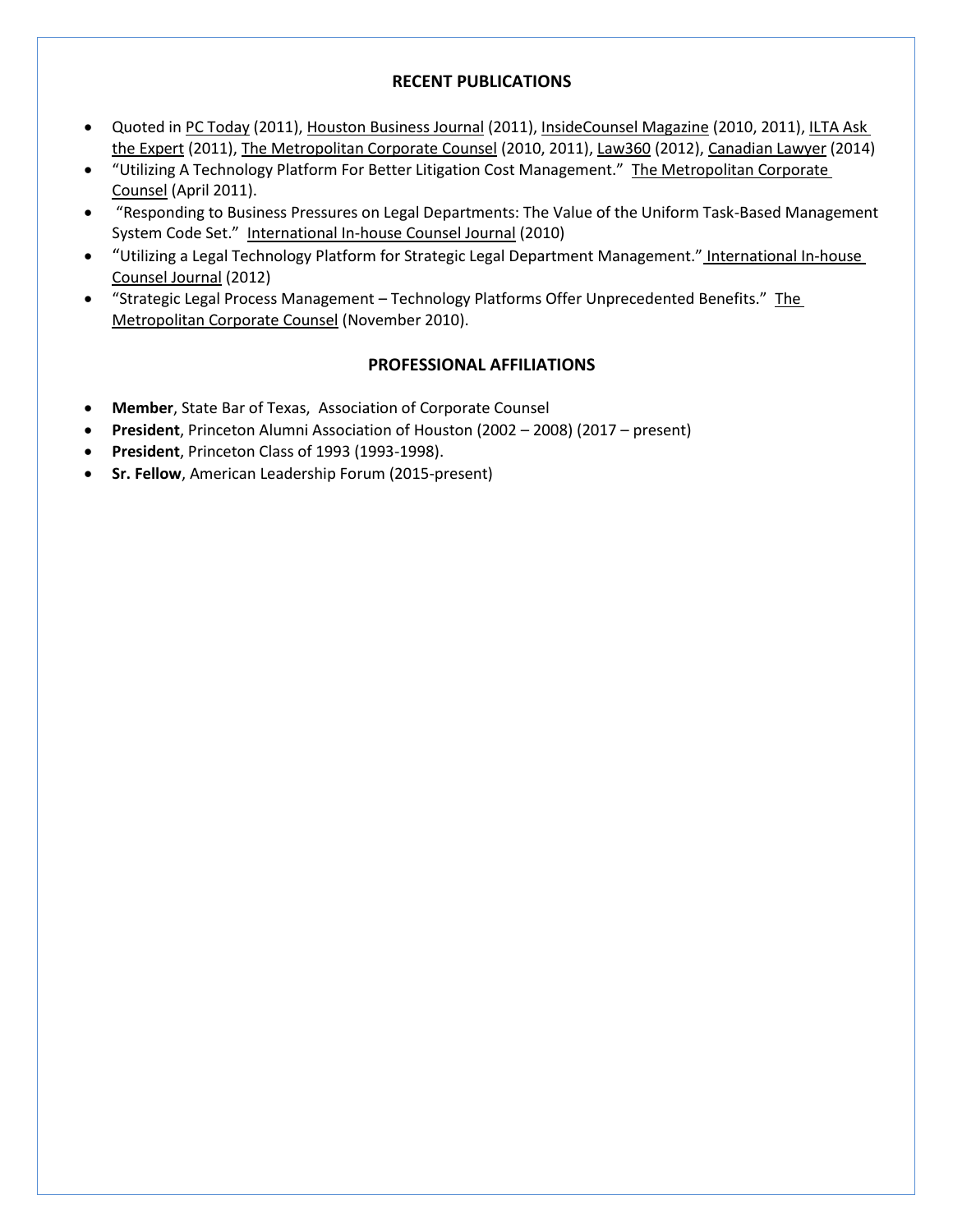## RECENT PUBLICATIONS

- Quoted in PC Today (2011), Houston Business Journal (2011), InsideCounsel Magazine (2010, 2011), ILTA Ask the Expert (2011), The Metropolitan Corporate Counsel (2010, 2011), Law360 (2012), Canadian Lawyer (2014)
- "Utilizing A Technology Platform For Better Litigation Cost Management." The Metropolitan Corporate Counsel (April 2011).
- "Responding to Business Pressures on Legal Departments: The Value of the Uniform Task-Based Management System Code Set." International In-house Counsel Journal (2010)
- "Utilizing a Legal Technology Platform for Strategic Legal Department Management." International In-house Counsel Journal (2012)
- "Strategic Legal Process Management – Technology Platforms Offer Unprecedented Benefits." The Metropolitan Corporate Counsel (November 2010).

## PROFESSIONAL AFFILIATIONS

- **Member**, State Bar of Texas, Association of Corporate Counsel
- **President**, Princeton Alumni Association of Houston (2002 – 2008) (2017 – present)
- **President**, Princeton Class of 1993 (1993-1998).
- **Sr. Fellow**, American Leadership Forum (2015-present)